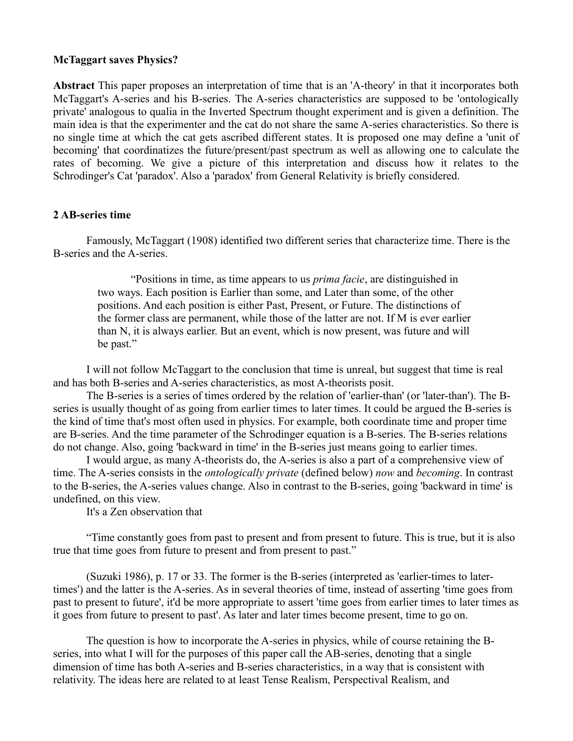**McTaggart saves Physics?**

**Abstract** This paper proposes an interpretation of time that is an 'A-theory' in that it incorporates both McTaggart's A-series and his B-series. The A-series characteristics are supposed to be 'ontologically private' analogous to qualia in the Inverted Spectrum thought experiment and is given a definition. The main idea is that the experimenter and the cat do not share the same A-series characteristics. So there is no single time at which the cat gets ascribed different states. It is proposed one may define a 'unit of becoming' that coordinatizes the future/present/past spectrum as well as allowing one to calculate the rates of becoming. We give a picture of this interpretation and discuss how it relates to the Schrodinger's Cat 'paradox'. Also a 'paradox' from General Relativity is briefly considered.

## 2 AB-series time

Famously, McTaggart (1908) identified two different series that characterize time. There is the B-series and the A-series.

> "Positions in time, as time appears to us *prima facie*, are distinguished in two ways. Each position is Earlier than some, and Later than some, of the other positions. And each position is either Past, Present, or Future. The distinctions of the former class are permanent, while those of the latter are not. If M is ever earlier than N, it is always earlier. But an event, which is now present, was future and will be past."

I will not follow McTaggart to the conclusion that time is unreal, but suggest that time is real and has both B-series and A-series characteristics, as most A-theorists posit.

The B-series is a series of times ordered by the relation of 'earlier-than' (or 'later-than'). The B-series is usually thought of as going from earlier times to later times. It could be argued the B-series is the kind of time that's most often used in physics. For example, both coordinate time and proper time are B-series. And the time parameter of the Schrodinger equation is a B-series. The B-series relations do not change. Also, going 'backward in time' in the B-series just means going to earlier times.

I would argue, as many A-theorists do, the A-series is also a part of a comprehensive view of time. The A-series consists in the *ontologically private* (defined below) *now* and *becoming*. In contrast to the B-series, the A-series values change. Also in contrast to the B-series, going 'backward in time' is undefined, on this view.

It's a Zen observation that

"Time constantly goes from past to present and from present to future. This is true, but it is also true that time goes from future to present and from present to past."

(Suzuki 1986), p. 17 or 33. The former is the B-series (interpreted as 'earlier-times to later-times') and the latter is the A-series. As in several theories of time, instead of asserting 'time goes from past to present to future', it'd be more appropriate to assert 'time goes from earlier times to later times as it goes from future to present to past'. As later and later times become present, time to go on.

The question is how to incorporate the A-series in physics, while of course retaining the B-series, into what I will for the purposes of this paper call the AB-series, denoting that a single dimension of time has both A-series and B-series characteristics, in a way that is consistent with relativity. The ideas here are related to at least Tense Realism, Perspectival Realism, and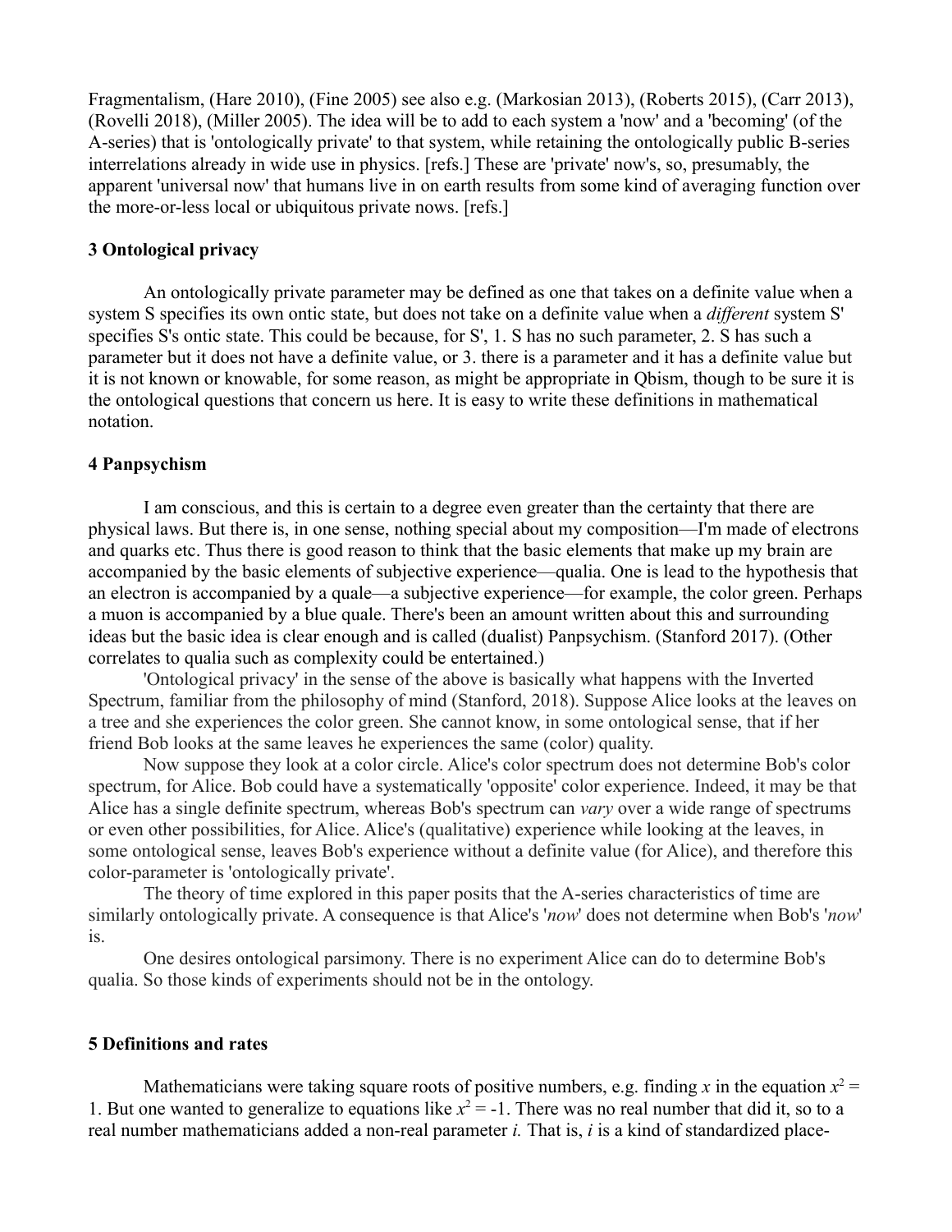Fragmentalism, (Hare 2010), (Fine 2005) see also e.g. (Markosian 2013), (Roberts 2015), (Carr 2013), (Rovelli 2018), (Miller 2005). The idea will be to add to each system a 'now' and a 'becoming' (of the A-series) that is 'ontologically private' to that system, while retaining the ontologically public B-series interrelations already in wide use in physics. [refs.] These are 'private' now's, so, presumably, the apparent 'universal now' that humans live in on earth results from some kind of averaging function over the more-or-less local or ubiquitous private nows. [refs.]

### 3 Ontological privacy

An ontologically private parameter may be defined as one that takes on a definite value when a system S specifies its own ontic state, but does not take on a definite value when a *different* system S' specifies S's ontic state. This could be because, for S', 1. S has no such parameter, 2. S has such a parameter but it does not have a definite value, or 3. there is a parameter and it has a definite value but it is not known or knowable, for some reason, as might be appropriate in Qbism, though to be sure it is the ontological questions that concern us here. It is easy to write these definitions in mathematical notation.

### 4 Panpsychism

I am conscious, and this is certain to a degree even greater than the certainty that there are physical laws. But there is, in one sense, nothing special about my composition—I'm made of electrons and quarks etc. Thus there is good reason to think that the basic elements that make up my brain are accompanied by the basic elements of subjective experience—qualia. One is lead to the hypothesis that an electron is accompanied by a quale—a subjective experience—for example, the color green. Perhaps a muon is accompanied by a blue quale. There's been an amount written about this and surrounding ideas but the basic idea is clear enough and is called (dualist) Panpsychism. (Stanford 2017). (Other correlates to qualia such as complexity could be entertained.)

'Ontological privacy' in the sense of the above is basically what happens with the Inverted Spectrum, familiar from the philosophy of mind (Stanford, 2018). Suppose Alice looks at the leaves on a tree and she experiences the color green. She cannot know, in some ontological sense, that if her friend Bob looks at the same leaves he experiences the same (color) quality.

Now suppose they look at a color circle. Alice's color spectrum does not determine Bob's color spectrum, for Alice. Bob could have a systematically 'opposite' color experience. Indeed, it may be that Alice has a single definite spectrum, whereas Bob's spectrum can *vary* over a wide range of spectrums or even other possibilities, for Alice. Alice's (qualitative) experience while looking at the leaves, in some ontological sense, leaves Bob's experience without a definite value (for Alice), and therefore this color-parameter is 'ontologically private'.

The theory of time explored in this paper posits that the A-series characteristics of time are similarly ontologically private. A consequence is that Alice's '*now*' does not determine when Bob's '*now*' is.

One desires ontological parsimony. There is no experiment Alice can do to determine Bob's qualia. So those kinds of experiments should not be in the ontology.

### 5 Definitions and rates

Mathematicians were taking square roots of positive numbers, e.g. finding $x$ in the equation $x^2 = 1$. But one wanted to generalize to equations like $x^2 = -1$. There was no real number that did it, so to a real number mathematicians added a non-real parameter $i$. That is, $i$ is a kind of standardized place-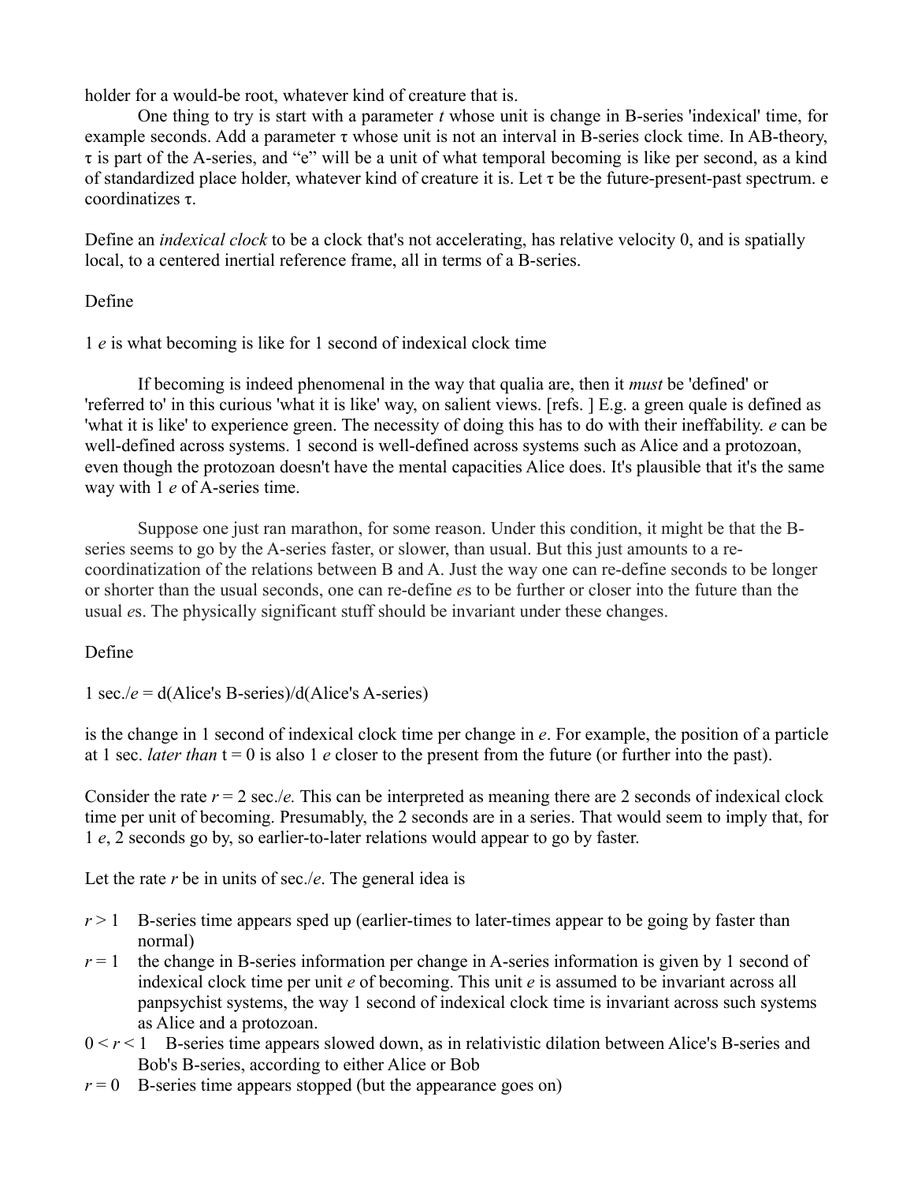holder for a would-be root, whatever kind of creature that is.

One thing to try is start with a parameter $t$ whose unit is change in B-series 'indexical' time, for example seconds. Add a parameter $\tau$ whose unit is not an interval in B-series clock time. In AB-theory, $\tau$ is part of the A-series, and "e" will be a unit of what temporal becoming is like per second, as a kind of standardized place holder, whatever kind of creature it is. Let $\tau$ be the future-present-past spectrum. e coordinatizes $\tau$.

Define an *indexical clock* to be a clock that's not accelerating, has relative velocity 0, and is spatially local, to a centered inertial reference frame, all in terms of a B-series.

Define

1 *e* is what becoming is like for 1 second of indexical clock time

If becoming is indeed phenomenal in the way that qualia are, then it *must* be 'defined' or 'referred to' in this curious 'what it is like' way, on salient views. [refs. ] E.g. a green quale is defined as 'what it is like' to experience green. The necessity of doing this has to do with their ineffability. *e* can be well-defined across systems. 1 second is well-defined across systems such as Alice and a protozoan, even though the protozoan doesn't have the mental capacities Alice does. It's plausible that it's the same way with 1 *e* of A-series time.

Suppose one just ran marathon, for some reason. Under this condition, it might be that the B-series seems to go by the A-series faster, or slower, than usual. But this just amounts to a re-coordinatization of the relations between B and A. Just the way one can re-define seconds to be longer or shorter than the usual seconds, one can re-define *e*s to be further or closer into the future than the usual *e*s. The physically significant stuff should be invariant under these changes.

Define

1 sec./*e* = d(Alice's B-series)/d(Alice's A-series)

is the change in 1 second of indexical clock time per change in *e*. For example, the position of a particle at 1 sec. *later than* $t = 0$ is also 1 *e* closer to the present from the future (or further into the past).

Consider the rate $r = 2$ sec./*e*. This can be interpreted as meaning there are 2 seconds of indexical clock time per unit of becoming. Presumably, the 2 seconds are in a series. That would seem to imply that, for 1 *e*, 2 seconds go by, so earlier-to-later relations would appear to go by faster.

Let the rate $r$ be in units of sec./*e*. The general idea is

- $r > 1$ B-series time appears sped up (earlier-times to later-times appear to be going by faster than normal)
- $r = 1$ the change in B-series information per change in A-series information is given by 1 second of indexical clock time per unit *e* of becoming. This unit *e* is assumed to be invariant across all panpsychist systems, the way 1 second of indexical clock time is invariant across such systems as Alice and a protozoan.
- $0 < r < 1$ B-series time appears slowed down, as in relativistic dilation between Alice's B-series and Bob's B-series, according to either Alice or Bob
- $r = 0$ B-series time appears stopped (but the appearance goes on)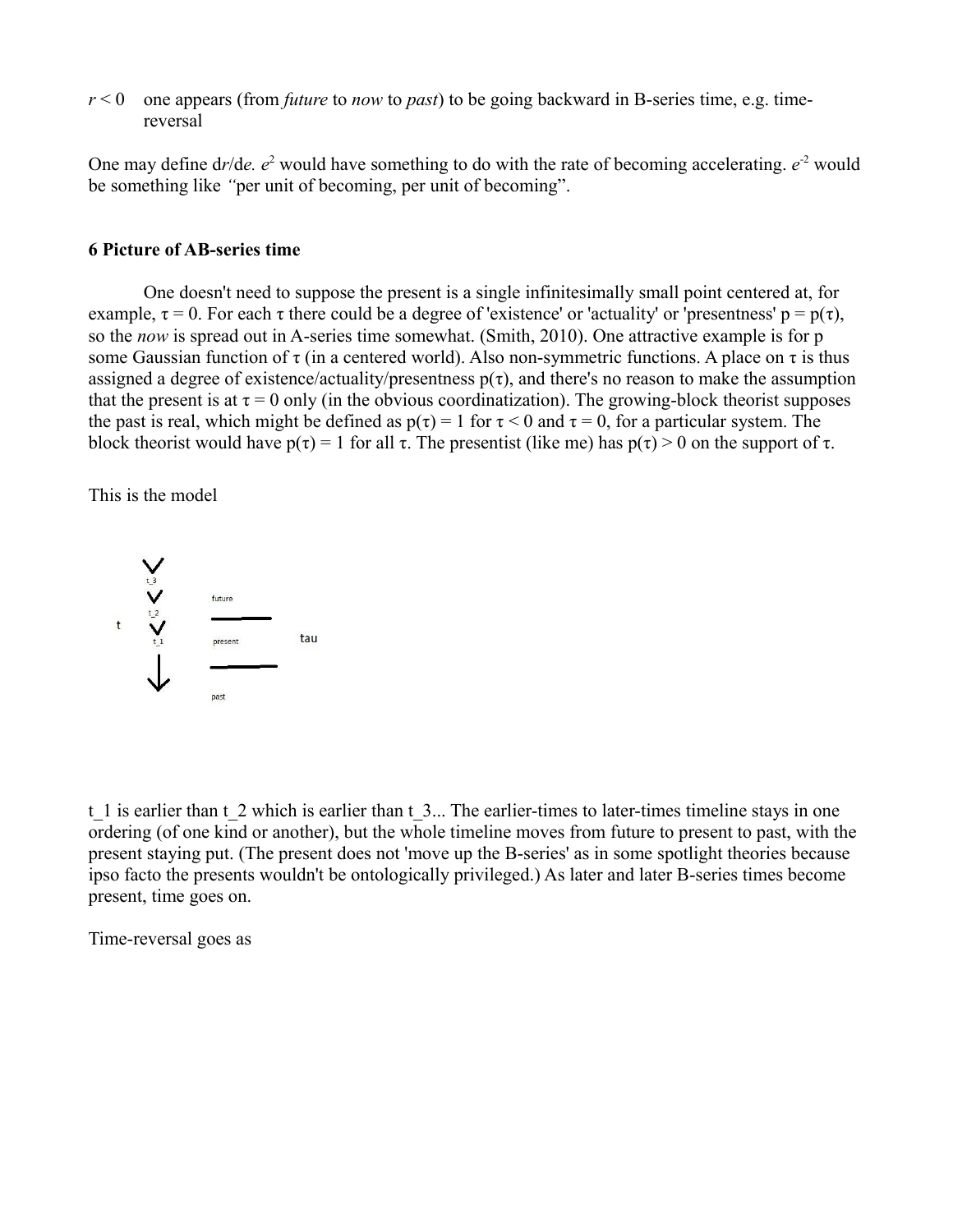$r < 0$ one appears (from *future* to *now* to *past*) to be going backward in B-series time, e.g. time-reversal

One may define $dr/de$. $e^2$ would have something to do with the rate of becoming accelerating. $e^{-2}$ would be something like *"*per unit of becoming, per unit of becoming".

### 6 Picture of AB-series time

One doesn't need to suppose the present is a single infinitesimally small point centered at, for example, $\tau = 0$. For each $\tau$ there could be a degree of 'existence' or 'actuality' or 'presentness' $p = p(\tau)$, so the *now* is spread out in A-series time somewhat. (Smith, 2010). One attractive example is for p some Gaussian function of $\tau$ (in a centered world). Also non-symmetric functions. A place on $\tau$ is thus assigned a degree of existence/actuality/presentness $p(\tau)$, and there's no reason to make the assumption that the present is at $\tau = 0$ only (in the obvious coordinatization). The growing-block theorist supposes the past is real, which might be defined as $p(\tau) = 1$ for $\tau < 0$ and $\tau = 0$, for a particular system. The block theorist would have $p(\tau) = 1$ for all $\tau$. The presentist (like me) has $p(\tau) > 0$ on the support of $\tau$.

This is the model

t_1 is earlier than t_2 which is earlier than t_3... The earlier-times to later-times timeline stays in one ordering (of one kind or another), but the whole timeline moves from future to present to past, with the present staying put. (The present does not 'move up the B-series' as in some spotlight theories because ipso facto the presents wouldn't be ontologically privileged.) As later and later B-series times become present, time goes on.

Time-reversal goes as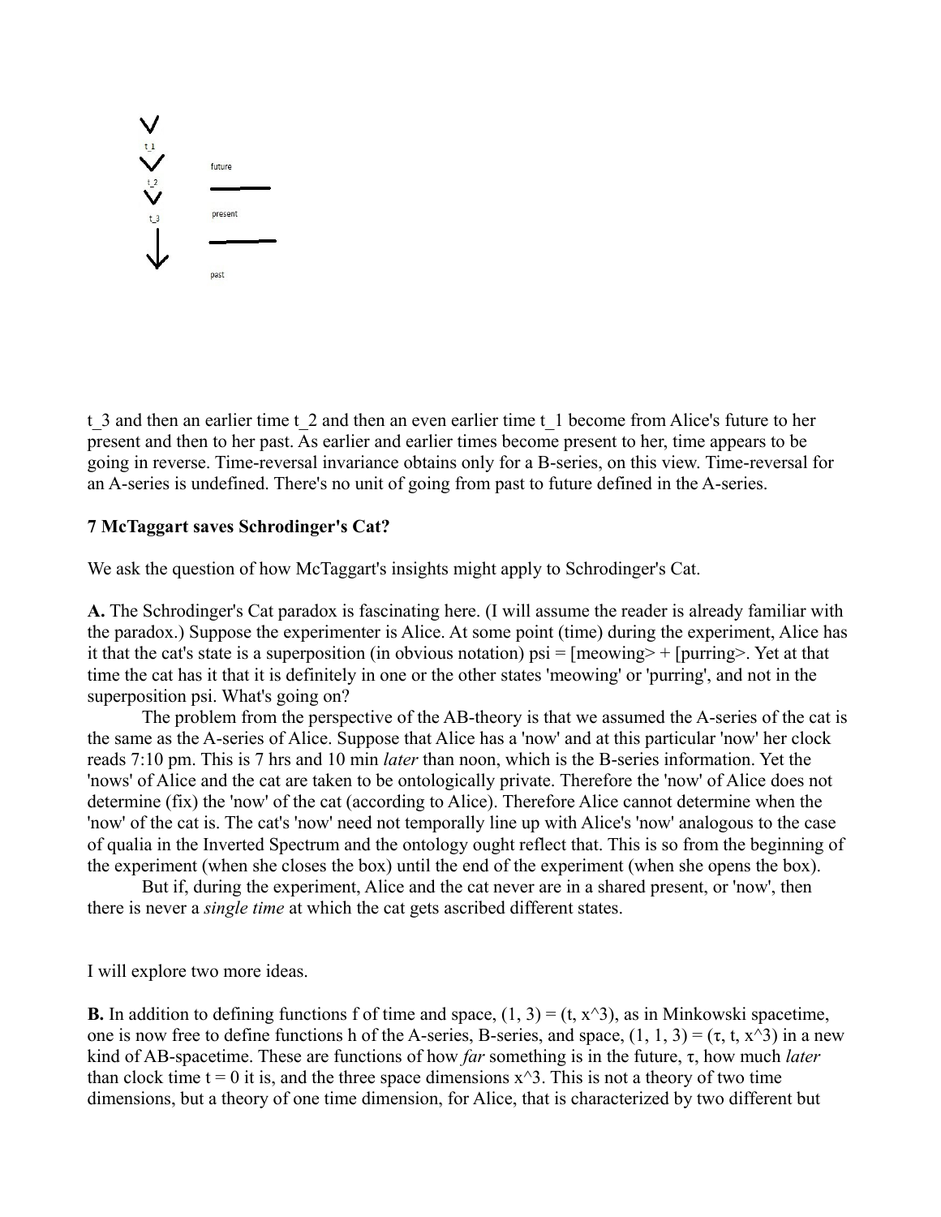$t_3$ and then an earlier time $t_2$ and then an even earlier time $t_1$ become from Alice's future to her present and then to her past. As earlier and earlier times become present to her, time appears to be going in reverse. Time-reversal invariance obtains only for a B-series, on this view. Time-reversal for an A-series is undefined. There's no unit of going from past to future defined in the A-series.

### 7 McTaggart saves Schrodinger's Cat?

We ask the question of how McTaggart's insights might apply to Schrodinger's Cat.

**A.** The Schrodinger's Cat paradox is fascinating here. (I will assume the reader is already familiar with the paradox.) Suppose the experimenter is Alice. At some point (time) during the experiment, Alice has it that the cat's state is a superposition (in obvious notation) psi = [meowing> + [purring>. Yet at that time the cat has it that it is definitely in one or the other states 'meowing' or 'purring', and not in the superposition psi. What's going on?

The problem from the perspective of the AB-theory is that we assumed the A-series of the cat is the same as the A-series of Alice. Suppose that Alice has a 'now' and at this particular 'now' her clock reads 7:10 pm. This is 7 hrs and 10 min *later* than noon, which is the B-series information. Yet the 'nows' of Alice and the cat are taken to be ontologically private. Therefore the 'now' of Alice does not determine (fix) the 'now' of the cat (according to Alice). Therefore Alice cannot determine when the 'now' of the cat is. The cat's 'now' need not temporally line up with Alice's 'now' analogous to the case of qualia in the Inverted Spectrum and the ontology ought reflect that. This is so from the beginning of the experiment (when she closes the box) until the end of the experiment (when she opens the box).

But if, during the experiment, Alice and the cat never are in a shared present, or 'now', then there is never a *single time* at which the cat gets ascribed different states.

I will explore two more ideas.

**B.** In addition to defining functions f of time and space, $(1, 3) = (t, x^3)$, as in Minkowski spacetime, one is now free to define functions h of the A-series, B-series, and space, $(1, 1, 3) = (\tau, t, x^3)$ in a new kind of AB-spacetime. These are functions of how *far* something is in the future, $\tau$, how much *later* than clock time $t = 0$ it is, and the three space dimensions $x^3$. This is not a theory of two time dimensions, but a theory of one time dimension, for Alice, that is characterized by two different but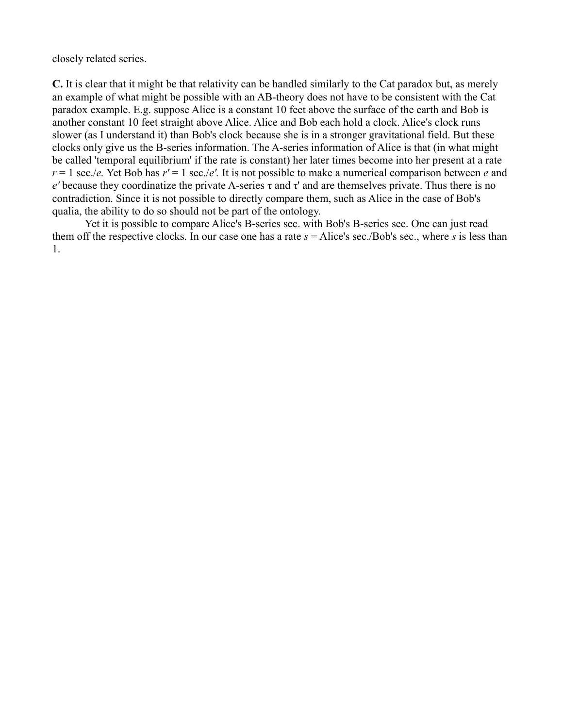closely related series.

**C.** It is clear that it might be that relativity can be handled similarly to the Cat paradox but, as merely an example of what might be possible with an AB-theory does not have to be consistent with the Cat paradox example. E.g. suppose Alice is a constant 10 feet above the surface of the earth and Bob is another constant 10 feet straight above Alice. Alice and Bob each hold a clock. Alice's clock runs slower (as I understand it) than Bob's clock because she is in a stronger gravitational field. But these clocks only give us the B-series information. The A-series information of Alice is that (in what might be called 'temporal equilibrium' if the rate is constant) her later times become into her present at a rate $r = 1$ sec./$e$. Yet Bob has $r' = 1$ sec./$e'$. It is not possible to make a numerical comparison between $e$ and $e'$ because they coordinatize the private A-series $\tau$ and $\tau'$ and are themselves private. Thus there is no contradiction. Since it is not possible to directly compare them, such as Alice in the case of Bob's qualia, the ability to do so should not be part of the ontology.

Yet it is possible to compare Alice's B-series sec. with Bob's B-series sec. One can just read them off the respective clocks. In our case one has a rate $s$ = Alice's sec./Bob's sec., where $s$ is less than 1.